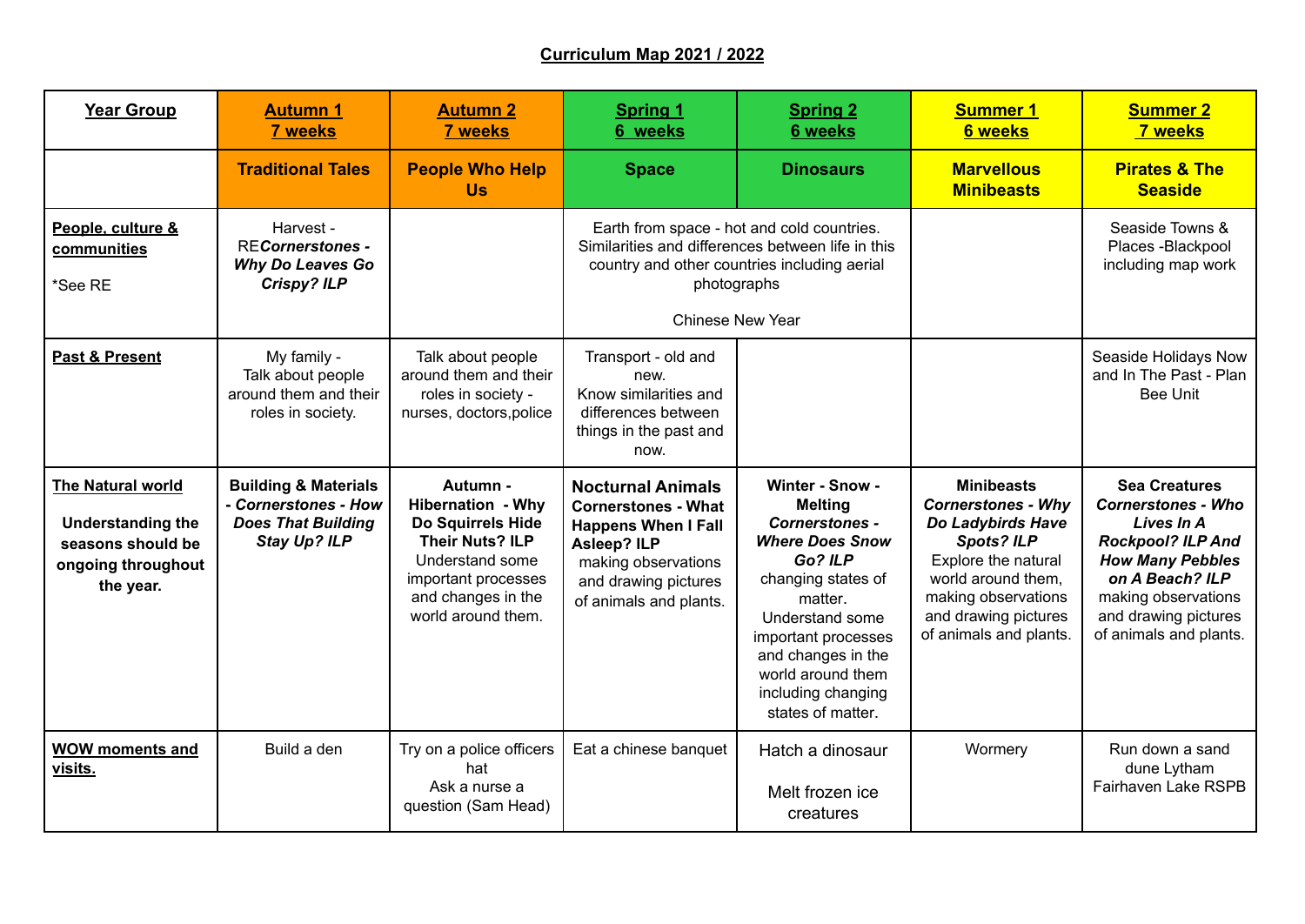# Curriculum Map 2021 / 2022

| **Year Group** | **Autumn 1** **7 weeks** | **Autumn 2** **7 weeks** | **Spring 1** **6 weeks** | **Spring 2** **6 weeks** | **Summer 1** **6 weeks** | **Summer 2** **7 weeks** |
|---|---|---|---|---|---|---|
| | **Traditional Tales** | **People Who Help Us** | **Space** | **Dinosaurs** | **Marvellous Minibeasts** | **Pirates & The Seaside** |
| **People, culture & communities** *See RE | Harvest - RE***Cornerstones - Why Do Leaves Go Crispy? ILP*** | | Earth from space - hot and cold countries. Similarities and differences between life in this country and other countries including aerial photographs Chinese New Year | | | Seaside Towns & Places -Blackpool including map work |
| **Past & Present** | My family - Talk about people around them and their roles in society. | Talk about people around them and their roles in society - nurses, doctors,police | Transport - old and new. Know similarities and differences between things in the past and now. | | | Seaside Holidays Now and In The Past - Plan Bee Unit |
| **The Natural world** **Understanding the seasons should be ongoing throughout the year.** | **Building & Materials - *Cornerstones - How Does That Building Stay Up? ILP*** | **Autumn - Hibernation - Why Do Squirrels Hide Their Nuts? ILP** Understand some important processes and changes in the world around them. | **Nocturnal Animals Cornerstones - What Happens When I Fall Asleep? ILP** making observations and drawing pictures of animals and plants. | **Winter - Snow - Melting *Cornerstones - Where Does Snow Go? ILP*** changing states of matter. Understand some important processes and changes in the world around them including changing states of matter. | **Minibeasts *Cornerstones - Why Do Ladybirds Have Spots? ILP*** Explore the natural world around them, making observations and drawing pictures of animals and plants. | **Sea Creatures *Cornerstones - Who Lives In A Rockpool? ILP And How Many Pebbles on A Beach? ILP*** making observations and drawing pictures of animals and plants. |
| **WOW moments and visits.** | Build a den | Try on a police officers hat Ask a nurse a question (Sam Head) | Eat a chinese banquet | Hatch a dinosaur Melt frozen ice creatures | Wormery | Run down a sand dune Lytham Fairhaven Lake RSPB |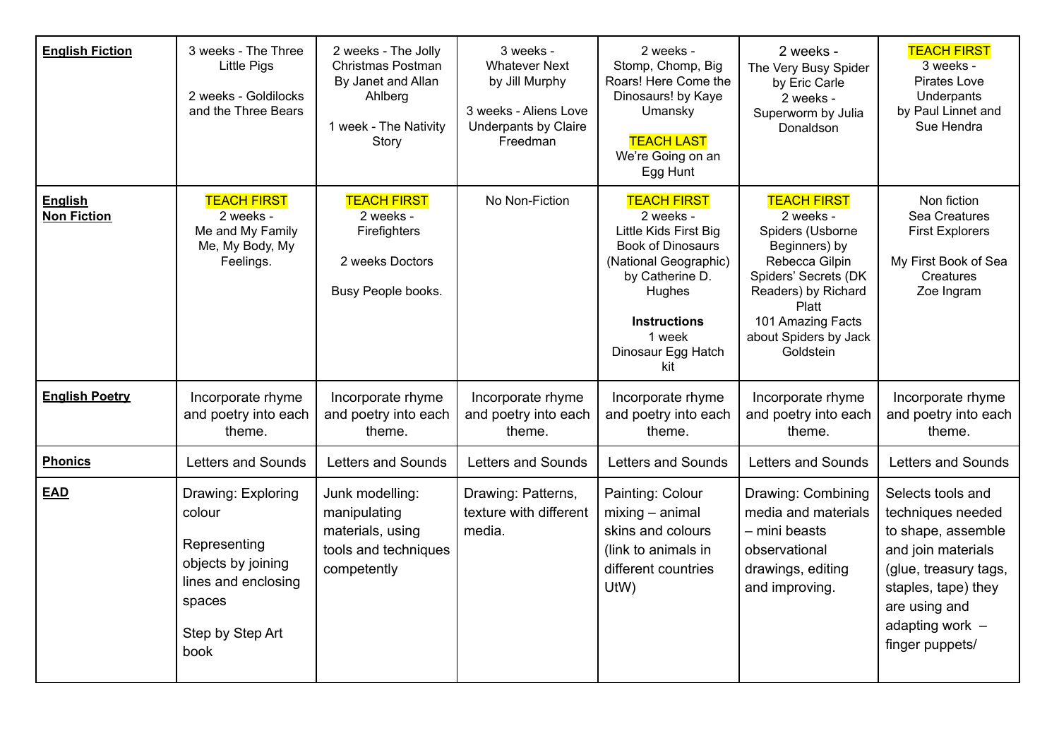| **English Fiction** | 3 weeks - The Three Little Pigs<br><br>2 weeks - Goldilocks and the Three Bears | 2 weeks - The Jolly Christmas Postman By Janet and Allan Ahlberg<br><br>1 week - The Nativity Story | 3 weeks - Whatever Next by Jill Murphy<br><br>3 weeks - Aliens Love Underpants by Claire Freedman | 2 weeks - Stomp, Chomp, Big Roars! Here Come the Dinosaurs! by Kaye Umansky<br><br>TEACH LAST<br>We're Going on an Egg Hunt | 2 weeks - The Very Busy Spider by Eric Carle<br>2 weeks - Superworm by Julia Donaldson | TEACH FIRST<br>3 weeks - Pirates Love Underpants by Paul Linnet and Sue Hendra |
|---|---|---|---|---|---|---|
| **English Non Fiction** | TEACH FIRST<br>2 weeks - Me and My Family Me, My Body, My Feelings. | TEACH FIRST<br>2 weeks - Firefighters<br><br>2 weeks Doctors<br><br>Busy People books. | No Non-Fiction | TEACH FIRST<br>2 weeks - Little Kids First Big Book of Dinosaurs (National Geographic) by Catherine D. Hughes<br><br>**Instructions**<br>1 week<br>Dinosaur Egg Hatch kit | TEACH FIRST<br>2 weeks - Spiders (Usborne Beginners) by Rebecca Gilpin<br>Spiders' Secrets (DK Readers) by Richard Platt<br>101 Amazing Facts about Spiders by Jack Goldstein | Non fiction<br>Sea Creatures<br>First Explorers<br><br>My First Book of Sea Creatures<br>Zoe Ingram |
| **English Poetry** | Incorporate rhyme and poetry into each theme. | Incorporate rhyme and poetry into each theme. | Incorporate rhyme and poetry into each theme. | Incorporate rhyme and poetry into each theme. | Incorporate rhyme and poetry into each theme. | Incorporate rhyme and poetry into each theme. |
| **Phonics** | Letters and Sounds | Letters and Sounds | Letters and Sounds | Letters and Sounds | Letters and Sounds | Letters and Sounds |
| **EAD** | Drawing: Exploring colour<br><br>Representing objects by joining lines and enclosing spaces<br><br>Step by Step Art book | Junk modelling: manipulating materials, using tools and techniques competently | Drawing: Patterns, texture with different media. | Painting: Colour mixing – animal skins and colours (link to animals in different countries UtW) | Drawing: Combining media and materials – mini beasts observational drawings, editing and improving. | Selects tools and techniques needed to shape, assemble and join materials (glue, treasury tags, staples, tape) they are using and adapting work – finger puppets/ |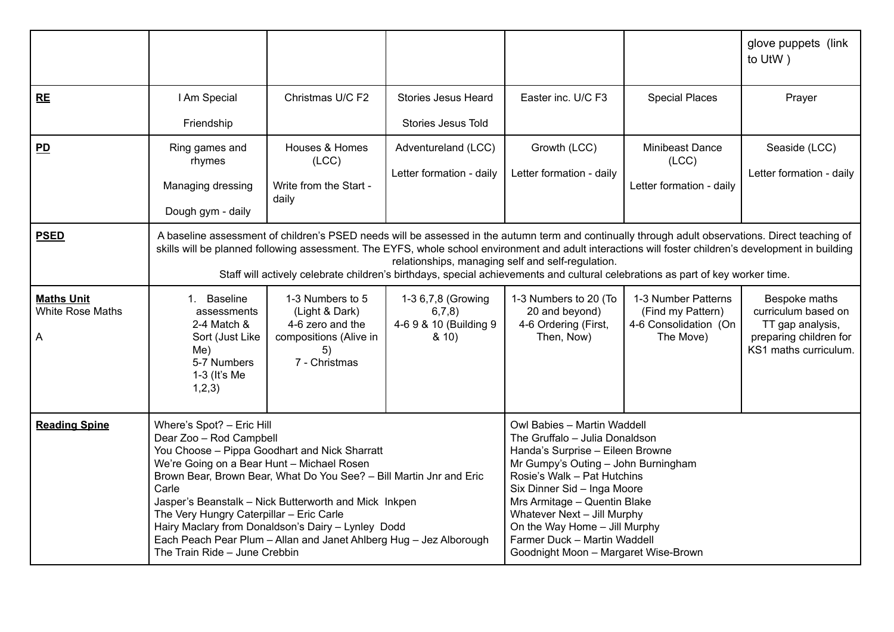| | | | | | | |
|---|---|---|---|---|---|---|
| | | | | | | glove puppets (link to UtW ) |
| **RE** | I Am Special<br><br>Friendship | Christmas U/C F2 | Stories Jesus Heard<br><br>Stories Jesus Told | Easter inc. U/C F3 | Special Places | Prayer |
| **PD** | Ring games and rhymes<br><br>Managing dressing<br><br>Dough gym - daily | Houses & Homes (LCC)<br><br>Write from the Start - daily | Adventureland (LCC)<br><br>Letter formation - daily | Growth (LCC)<br><br>Letter formation - daily | Minibeast Dance (LCC)<br><br>Letter formation - daily | Seaside (LCC)<br><br>Letter formation - daily |
| **PSED** | A baseline assessment of children's PSED needs will be assessed in the autumn term and continually through adult observations. Direct teaching of skills will be planned following assessment. The EYFS, whole school environment and adult interactions will foster children's development in building relationships, managing self and self-regulation.<br>Staff will actively celebrate children's birthdays, special achievements and cultural celebrations as part of key worker time. | | | | | |
| **Maths Unit**<br>White Rose Maths<br><br>A | 1. Baseline assessments<br>2-4 Match & Sort (Just Like Me)<br>5-7 Numbers 1-3 (It's Me 1,2,3) | 1-3 Numbers to 5 (Light & Dark)<br>4-6 zero and the compositions (Alive in 5)<br>7 - Christmas | 1-3 6,7,8 (Growing 6,7,8)<br>4-6 9 & 10 (Building 9 & 10) | 1-3 Numbers to 20 (To 20 and beyond)<br>4-6 Ordering (First, Then, Now) | 1-3 Number Patterns (Find my Pattern)<br>4-6 Consolidation (On The Move) | Bespoke maths curriculum based on TT gap analysis, preparing children for KS1 maths curriculum. |
| **Reading Spine** | Where's Spot? – Eric Hill<br>Dear Zoo – Rod Campbell<br>You Choose – Pippa Goodhart and Nick Sharratt<br>We're Going on a Bear Hunt – Michael Rosen<br>Brown Bear, Brown Bear, What Do You See? – Bill Martin Jnr and Eric Carle<br>Jasper's Beanstalk – Nick Butterworth and Mick Inkpen<br>The Very Hungry Caterpillar – Eric Carle<br>Hairy Maclary from Donaldson's Dairy – Lynley Dodd<br>Each Peach Pear Plum – Allan and Janet Ahlberg Hug – Jez Alborough<br>The Train Ride – June Crebbin | | | Owl Babies – Martin Waddell<br>The Gruffalo – Julia Donaldson<br>Handa's Surprise – Eileen Browne<br>Mr Gumpy's Outing – John Burningham<br>Rosie's Walk – Pat Hutchins<br>Six Dinner Sid – Inga Moore<br>Mrs Armitage – Quentin Blake<br>Whatever Next – Jill Murphy<br>On the Way Home – Jill Murphy<br>Farmer Duck – Martin Waddell<br>Goodnight Moon – Margaret Wise-Brown | | |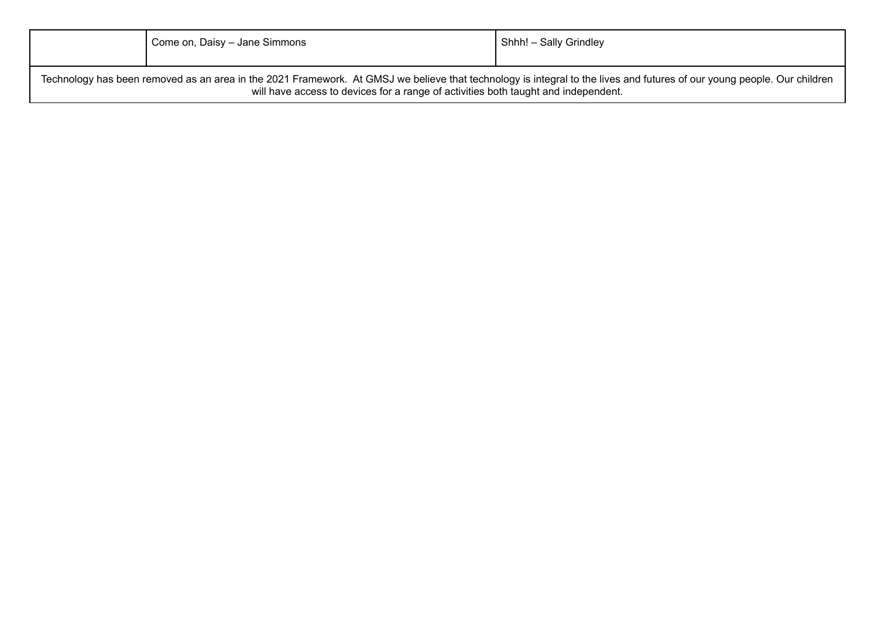| | | |
|---|---|---|
| | Come on, Daisy – Jane Simmons | Shhh! – Sally Grindley |
| Technology has been removed as an area in the 2021 Framework. At GMSJ we believe that technology is integral to the lives and futures of our young people. Our children will have access to devices for a range of activities both taught and independent. | | |